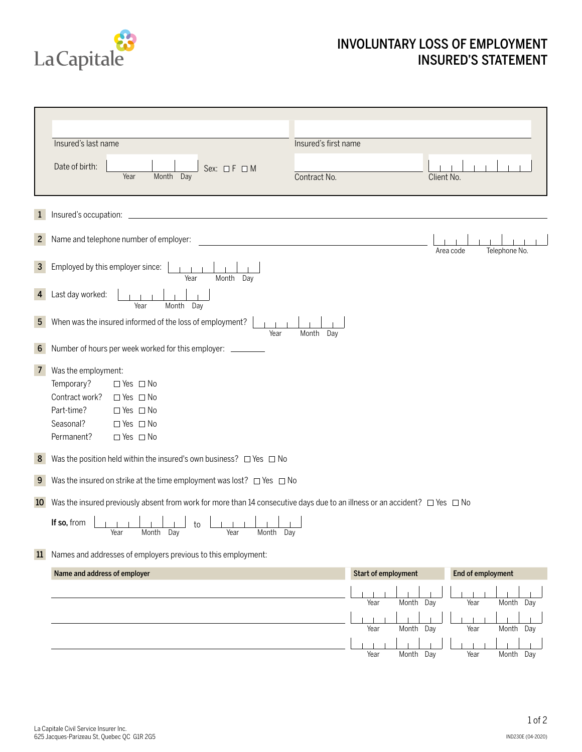La Capitale

# INVOLUNTARY LOSS OF EMPLOYMENT INSURED'S STATEMENT

Insured's last name: ____________________ Insured's first name: ____________________

Date of birth: Year ____ Month ____ Day ____ Sex: ☐ F ☐ M

Contract No.: ____________________ Client No.: ____________________

**1** Insured's occupation: ____________________

**2** Name and telephone number of employer: ____________________ Area code ____ Telephone No. ____________

**3** Employed by this employer since: Year ____ Month ____ Day ____

**4** Last day worked: Year ____ Month ____ Day ____

**5** When was the insured informed of the loss of employment? Year ____ Month ____ Day ____

**6** Number of hours per week worked for this employer: ________

**7** Was the employment:

- Temporary? ☐ Yes ☐ No
- Contract work? ☐ Yes ☐ No
- Part-time? ☐ Yes ☐ No
- Seasonal? ☐ Yes ☐ No
- Permanent? ☐ Yes ☐ No

**8** Was the position held within the insured's own business? ☐ Yes ☐ No

**9** Was the insured on strike at the time employment was lost? ☐ Yes ☐ No

**10** Was the insured previously absent from work for more than 14 consecutive days due to an illness or an accident? ☐ Yes ☐ No

**If so,** from Year ____ Month ____ Day ____ to Year ____ Month ____ Day ____

**11** Names and addresses of employers previous to this employment:

| Name and address of employer | Start of employment | End of employment |
| --- | --- | --- |
| | Year Month Day | Year Month Day |
| | Year Month Day | Year Month Day |
| | Year Month Day | Year Month Day |

La Capitale Civil Service Insurer Inc.
625 Jacques-Parizeau St, Quebec QC G1R 2G5

IND230E (04-2020)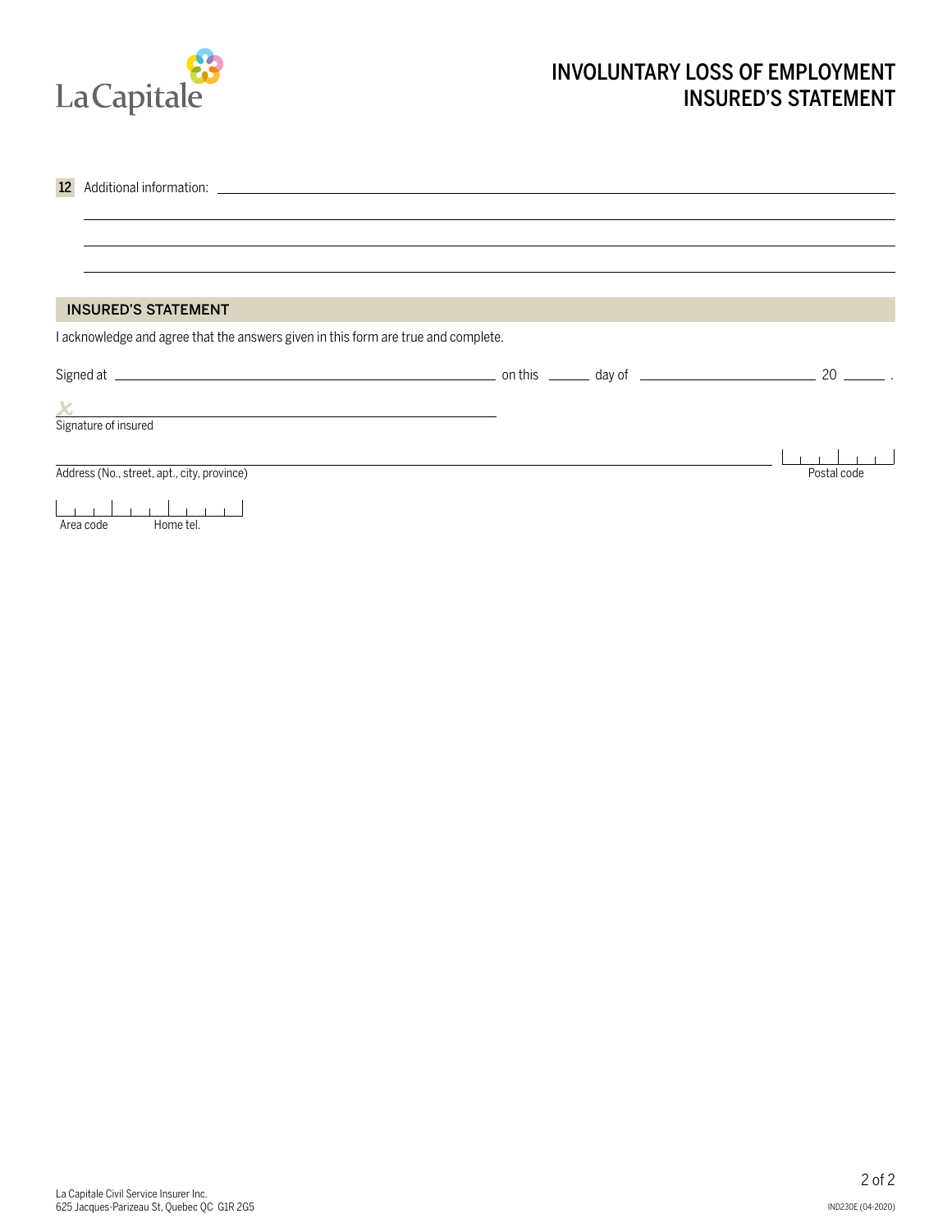# INVOLUNTARY LOSS OF EMPLOYMENT INSURED'S STATEMENT

**12** Additional information: \_\_\_\_\_\_\_\_\_\_\_\_\_\_\_\_\_\_\_\_\_\_\_\_\_\_\_\_\_\_\_\_\_\_\_\_\_\_\_\_

\_\_\_\_\_\_\_\_\_\_\_\_\_\_\_\_\_\_\_\_\_\_\_\_\_\_\_\_\_\_\_\_\_\_\_\_\_\_\_\_

\_\_\_\_\_\_\_\_\_\_\_\_\_\_\_\_\_\_\_\_\_\_\_\_\_\_\_\_\_\_\_\_\_\_\_\_\_\_\_\_

\_\_\_\_\_\_\_\_\_\_\_\_\_\_\_\_\_\_\_\_\_\_\_\_\_\_\_\_\_\_\_\_\_\_\_\_\_\_\_\_

## INSURED'S STATEMENT

I acknowledge and agree that the answers given in this form are true and complete.

Signed at \_\_\_\_\_\_\_\_\_\_\_\_\_\_\_\_\_\_\_\_ on this \_\_\_\_\_\_ day of \_\_\_\_\_\_\_\_\_\_\_\_ 20 \_\_\_\_\_\_ .

X \_\_\_\_\_\_\_\_\_\_\_\_\_\_\_\_\_\_\_\_\_\_\_\_\_\_\_\_\_\_
Signature of insured

\_\_\_\_\_\_\_\_\_\_\_\_\_\_\_\_\_\_\_\_\_\_\_\_\_\_\_\_\_\_\_\_\_\_\_\_\_\_\_\_
Address (No., street, apt., city, province)

\_\_\_\_\_\_\_\_\_\_
Postal code

\_\_\_\_\_\_\_\_\_\_\_\_\_\_\_\_
Area code Home tel.

La Capitale Civil Service Insurer Inc.
625 Jacques-Parizeau St, Quebec QC G1R 2G5

IND230E (04-2020)